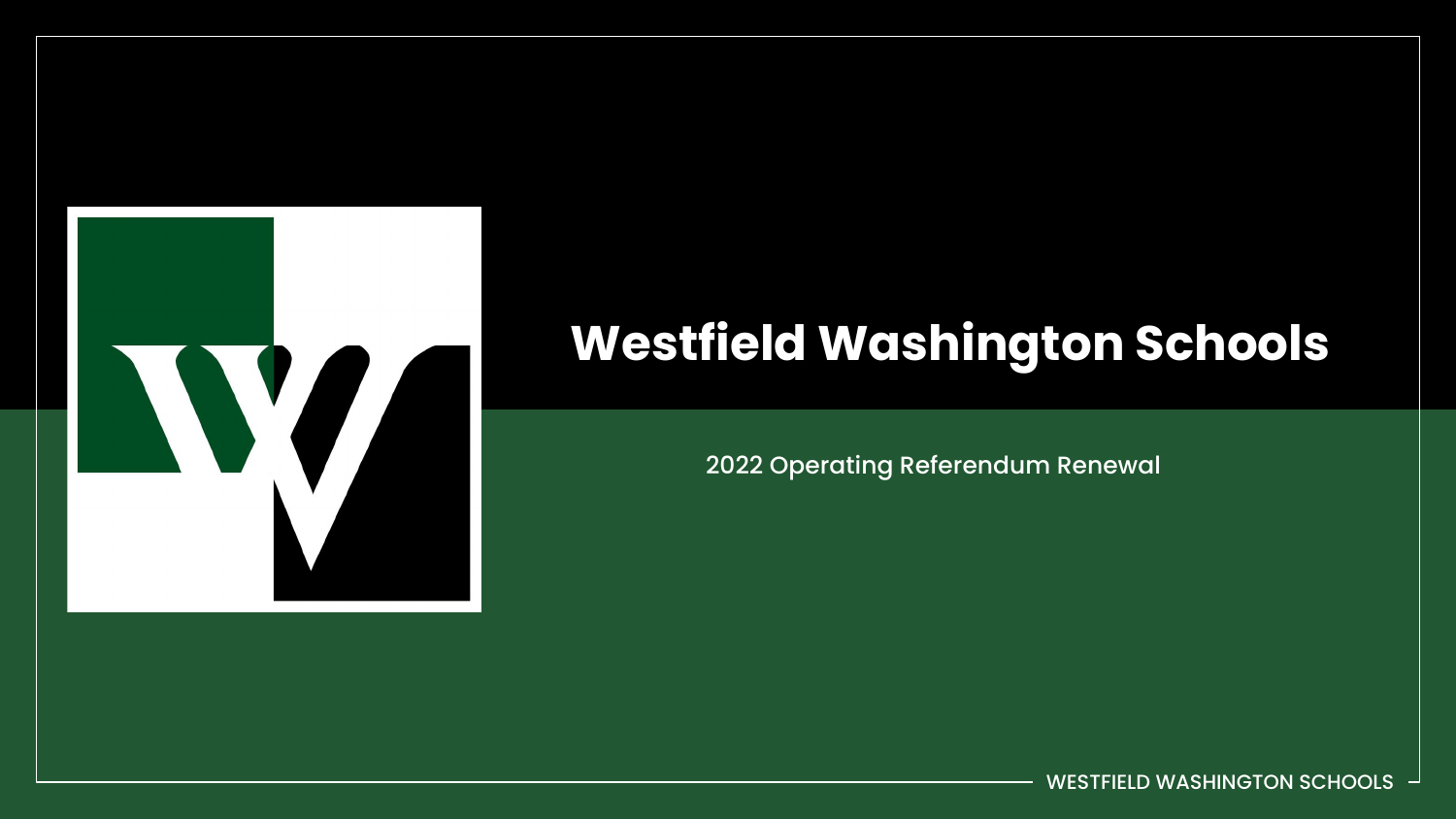# Westfield Washington Schools

2022 Operating Referendum Renewal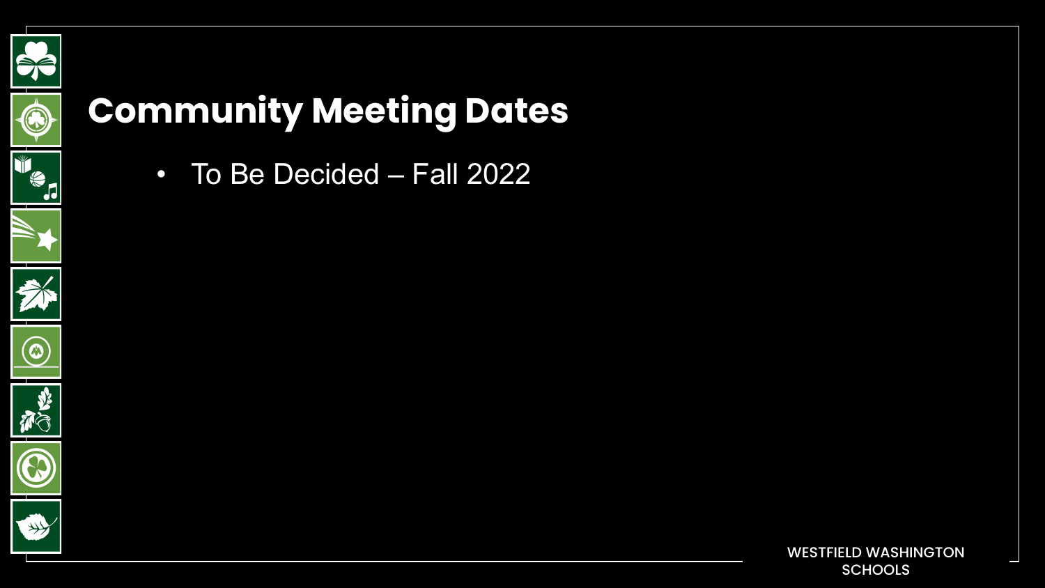# Community Meeting Dates

- To Be Decided – Fall 2022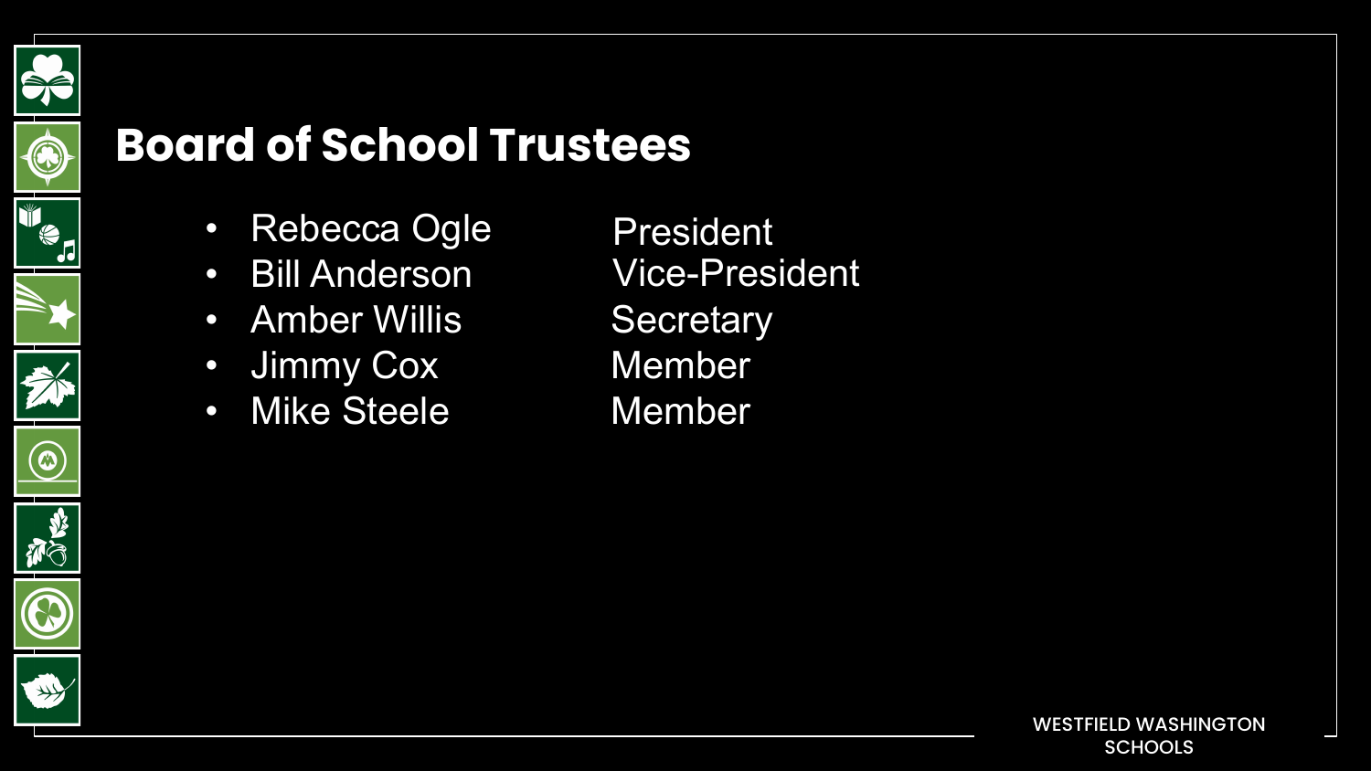# Board of School Trustees

| Name | Position |
| --- | --- |
| Rebecca Ogle | President |
| Bill Anderson | Vice-President |
| Amber Willis | Secretary |
| Jimmy Cox | Member |
| Mike Steele | Member |

WESTFIELD WASHINGTON SCHOOLS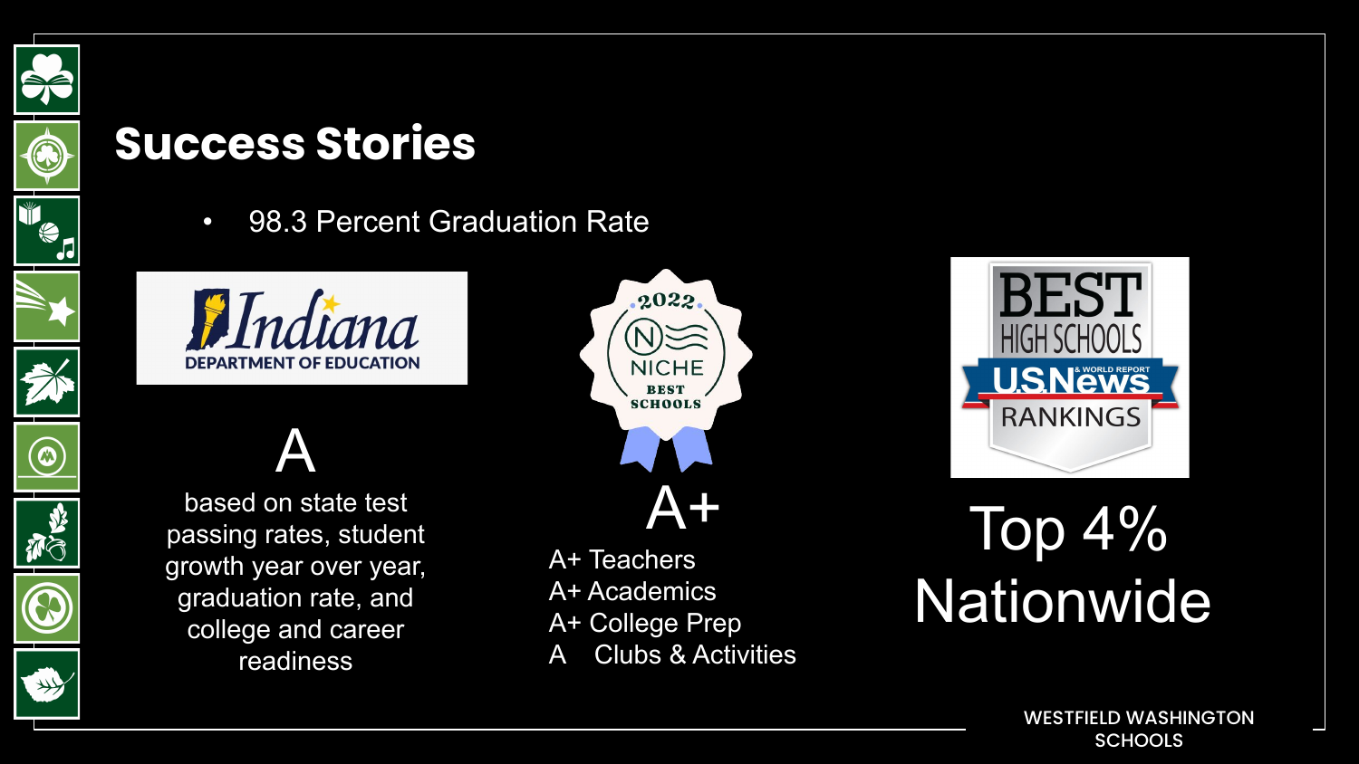# Success Stories

- 98.3 Percent Graduation Rate

Indiana DEPARTMENT OF EDUCATION

A

based on state test passing rates, student growth year over year, graduation rate, and college and career readiness

2022 NICHE BEST SCHOOLS

A+

A+ Teachers
A+ Academics
A+ College Prep
A Clubs & Activities

BEST HIGH SCHOOLS U.S.News & WORLD REPORT RANKINGS

Top 4% Nationwide

WESTFIELD WASHINGTON SCHOOLS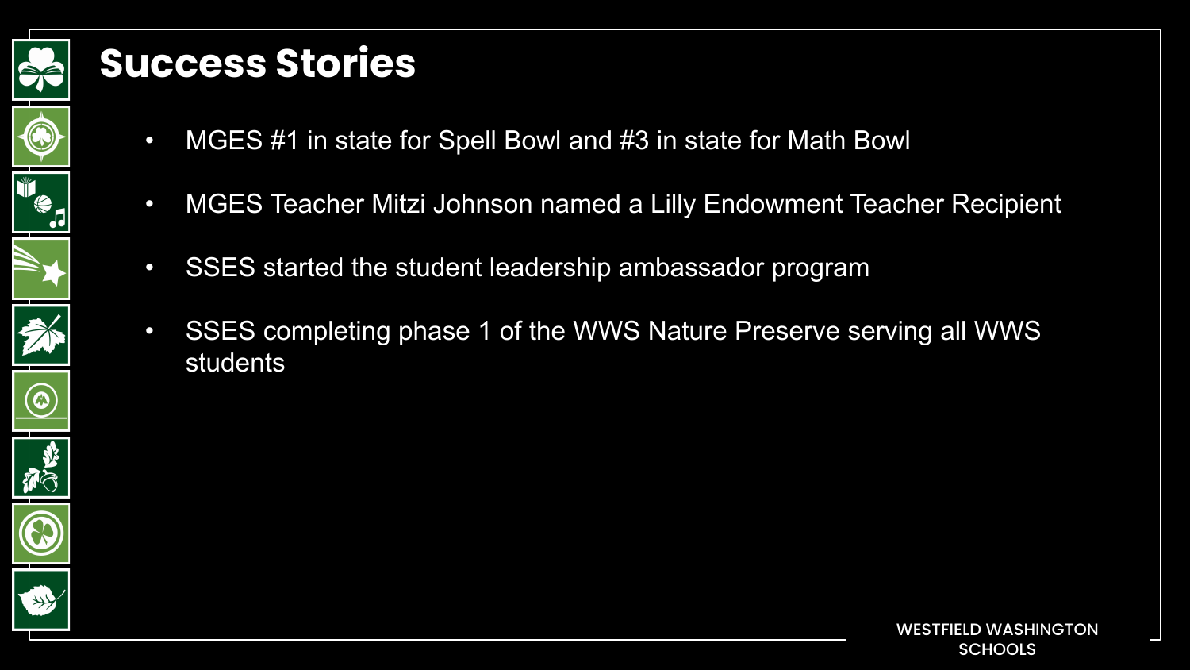# Success Stories

- MGES #1 in state for Spell Bowl and #3 in state for Math Bowl
- MGES Teacher Mitzi Johnson named a Lilly Endowment Teacher Recipient
- SSES started the student leadership ambassador program
- SSES completing phase 1 of the WWS Nature Preserve serving all WWS students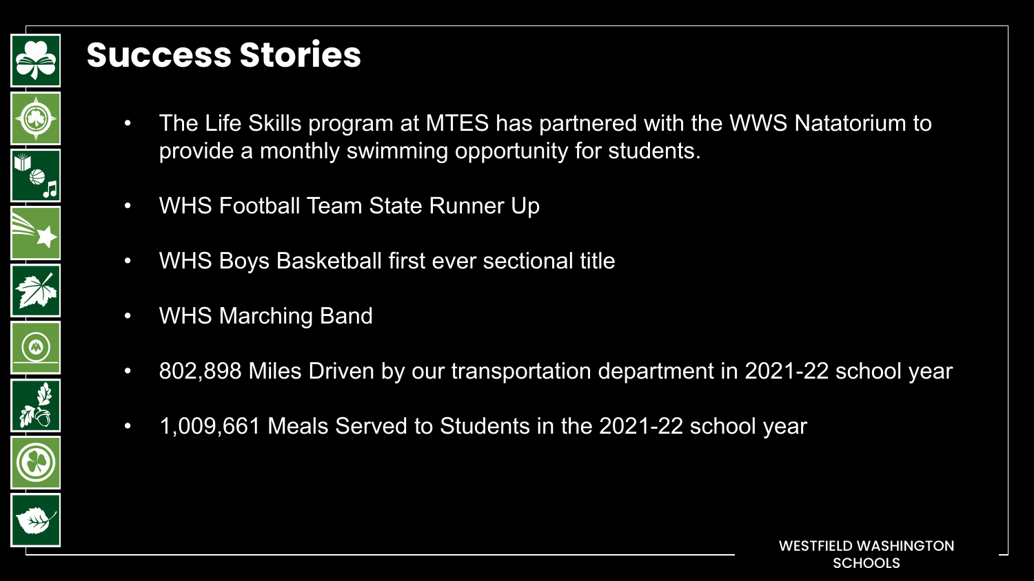# Success Stories

- The Life Skills program at MTES has partnered with the WWS Natatorium to provide a monthly swimming opportunity for students.
- WHS Football Team State Runner Up
- WHS Boys Basketball first ever sectional title
- WHS Marching Band
- 802,898 Miles Driven by our transportation department in 2021-22 school year
- 1,009,661 Meals Served to Students in the 2021-22 school year

WESTFIELD WASHINGTON SCHOOLS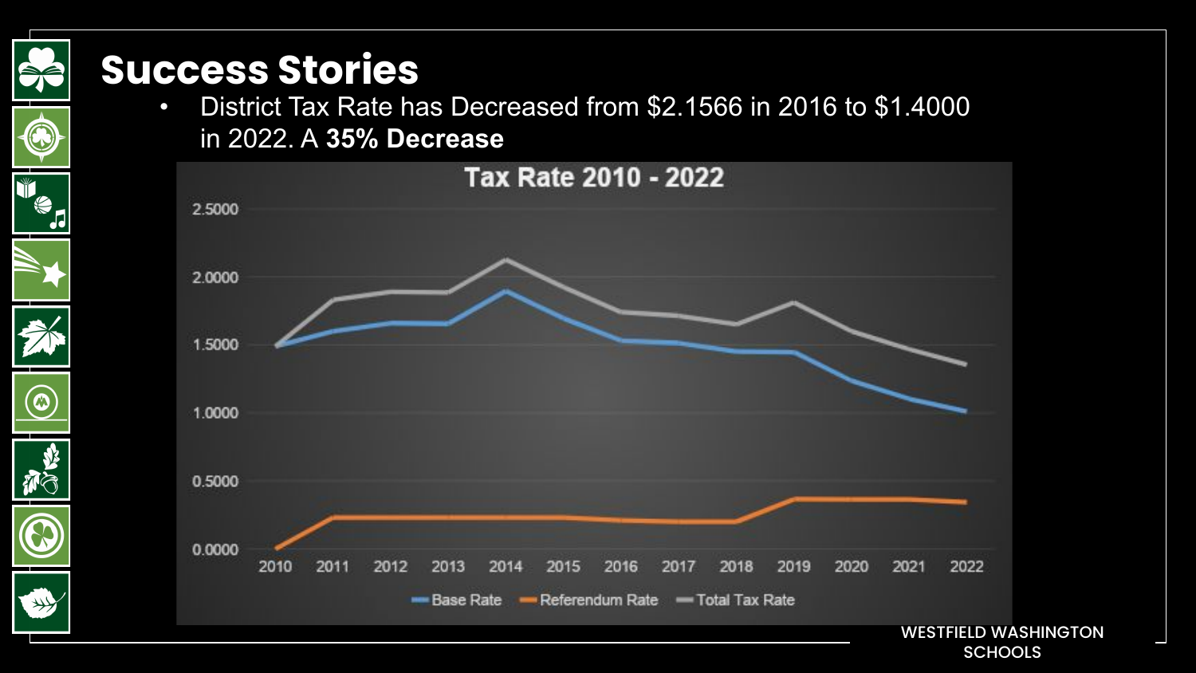# Success Stories

- District Tax Rate has Decreased from $2.1566 in 2016 to $1.4000 in 2022. A **35% Decrease**

Tax Rate 2010 - 2022

WESTFIELD WASHINGTON SCHOOLS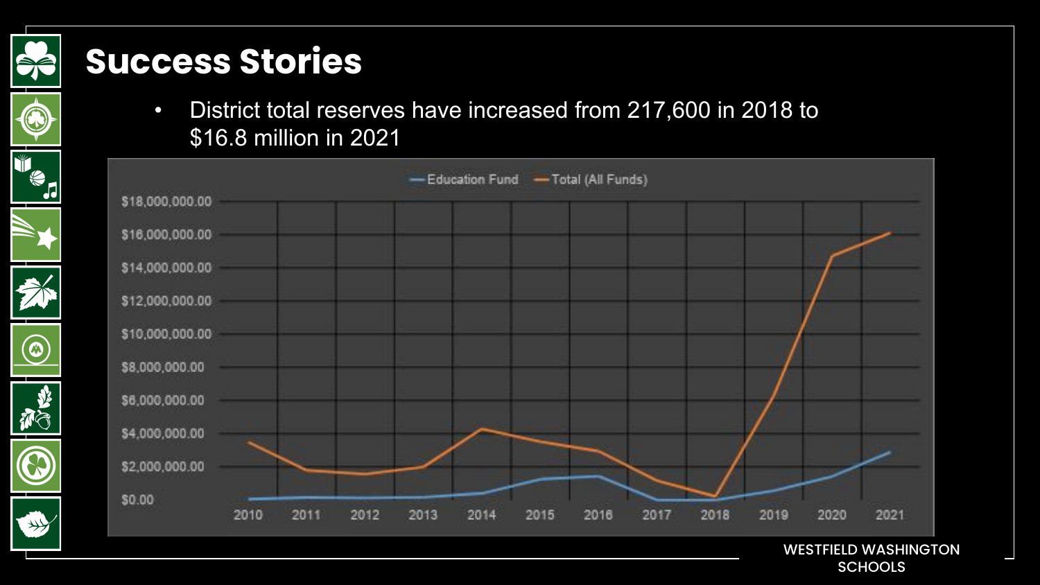# Success Stories

- District total reserves have increased from 217,600 in 2018 to $16.8 million in 2021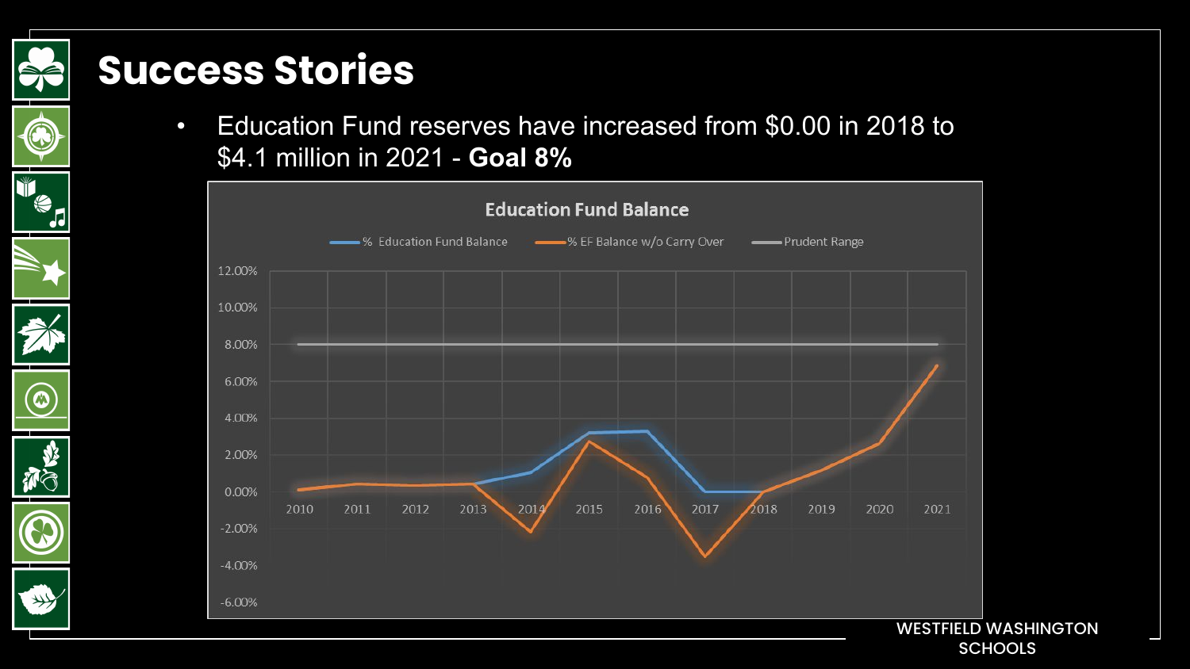# Success Stories

- Education Fund reserves have increased from $0.00 in 2018 to $4.1 million in 2021 - **Goal 8%**

**Education Fund Balance**

Legend: % Education Fund Balance, % EF Balance w/o Carry Over, Prudent Range

Y-axis: 12.00%, 10.00%, 8.00%, 6.00%, 4.00%, 2.00%, 0.00%, -2.00%, -4.00%, -6.00%

X-axis: 2010, 2011, 2012, 2013, 2014, 2015, 2016, 2017, 2018, 2019, 2020, 2021

WESTFIELD WASHINGTON SCHOOLS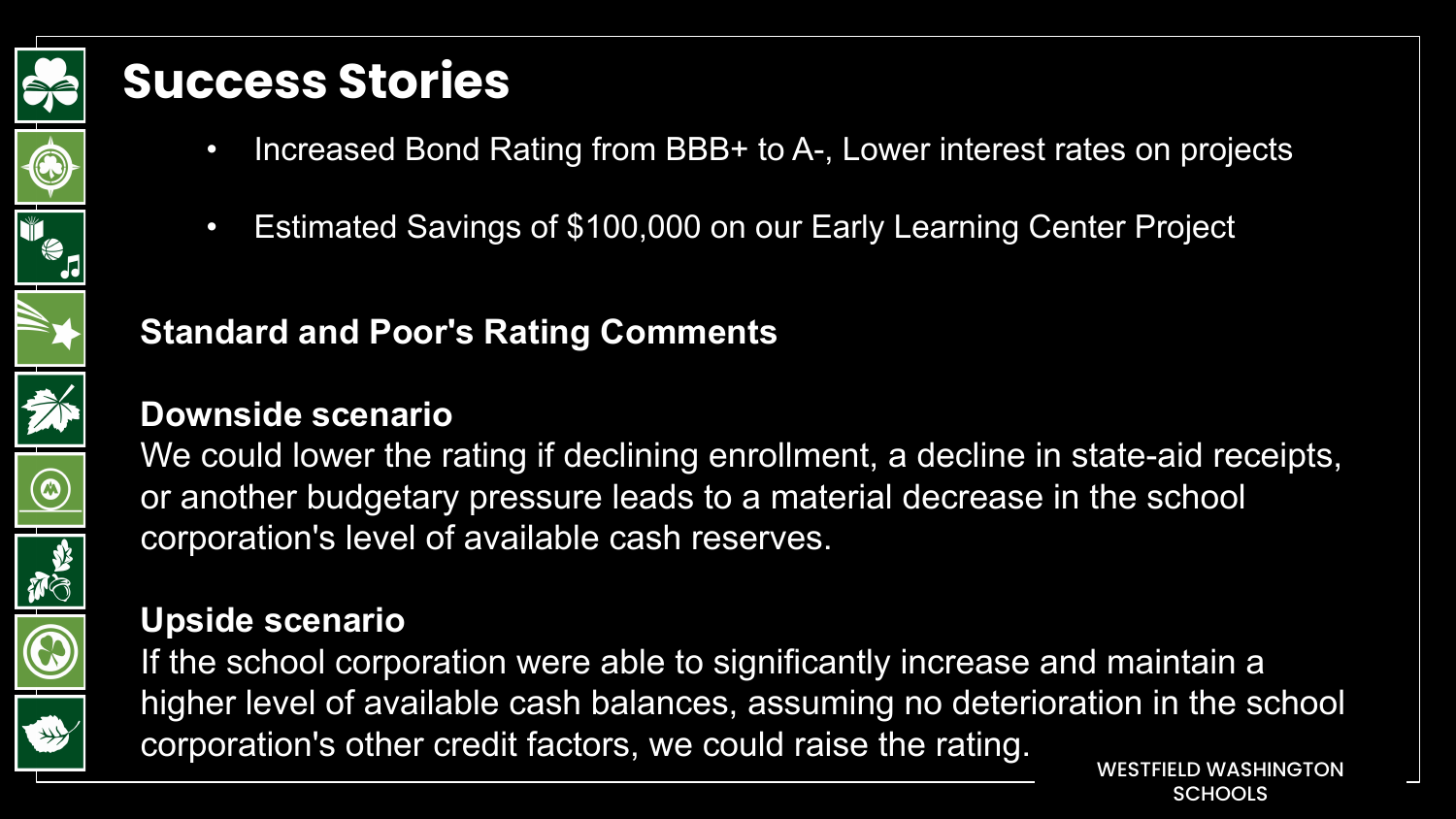# Success Stories

- Increased Bond Rating from BBB+ to A-, Lower interest rates on projects
- Estimated Savings of $100,000 on our Early Learning Center Project

## Standard and Poor's Rating Comments

**Downside scenario**

We could lower the rating if declining enrollment, a decline in state-aid receipts, or another budgetary pressure leads to a material decrease in the school corporation's level of available cash reserves.

**Upside scenario**

If the school corporation were able to significantly increase and maintain a higher level of available cash balances, assuming no deterioration in the school corporation's other credit factors, we could raise the rating.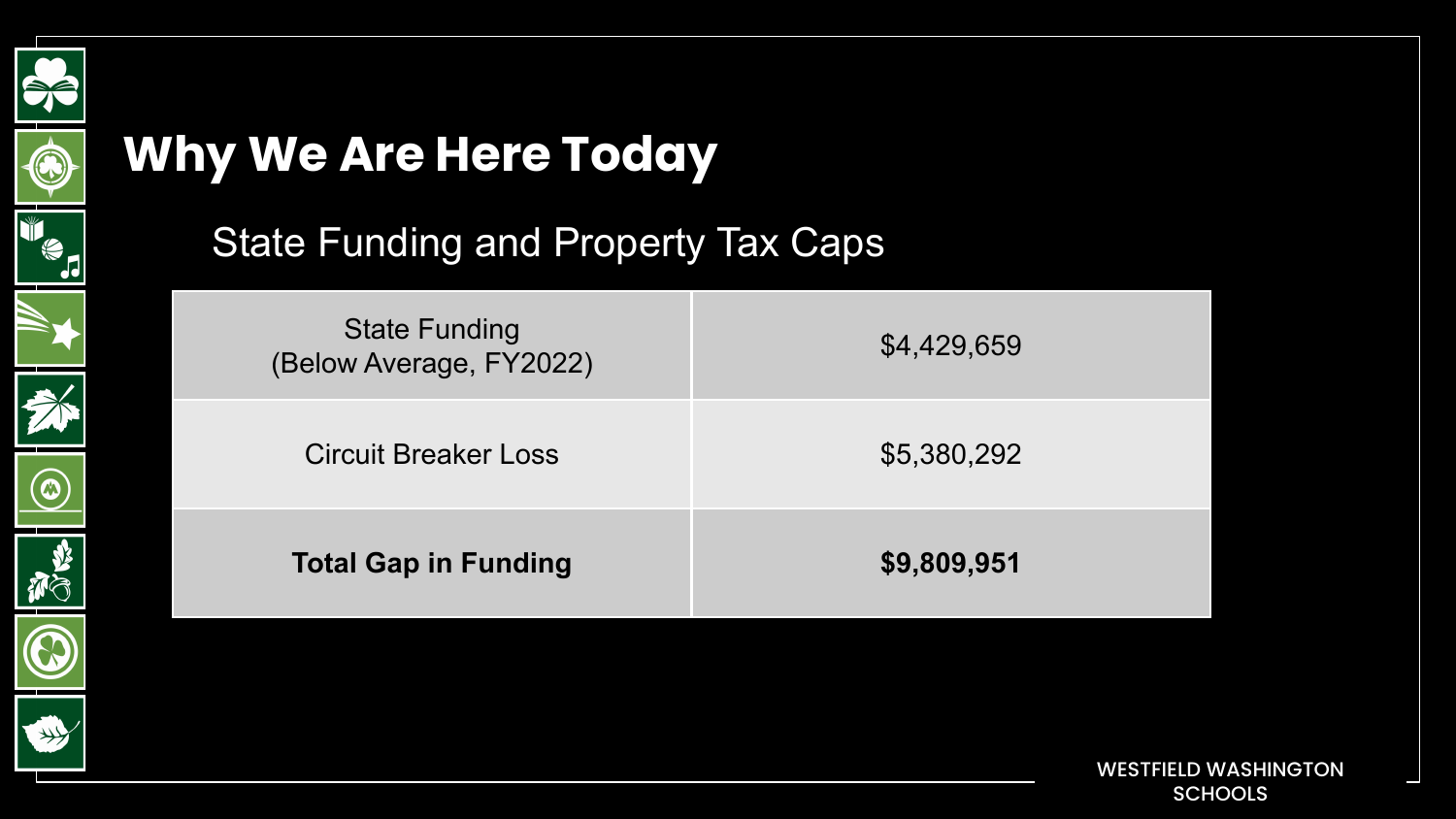# Why We Are Here Today

## State Funding and Property Tax Caps

| | |
|---|---|
| State Funding (Below Average, FY2022) | $4,429,659 |
| Circuit Breaker Loss | $5,380,292 |
| **Total Gap in Funding** | **$9,809,951** |

WESTFIELD WASHINGTON SCHOOLS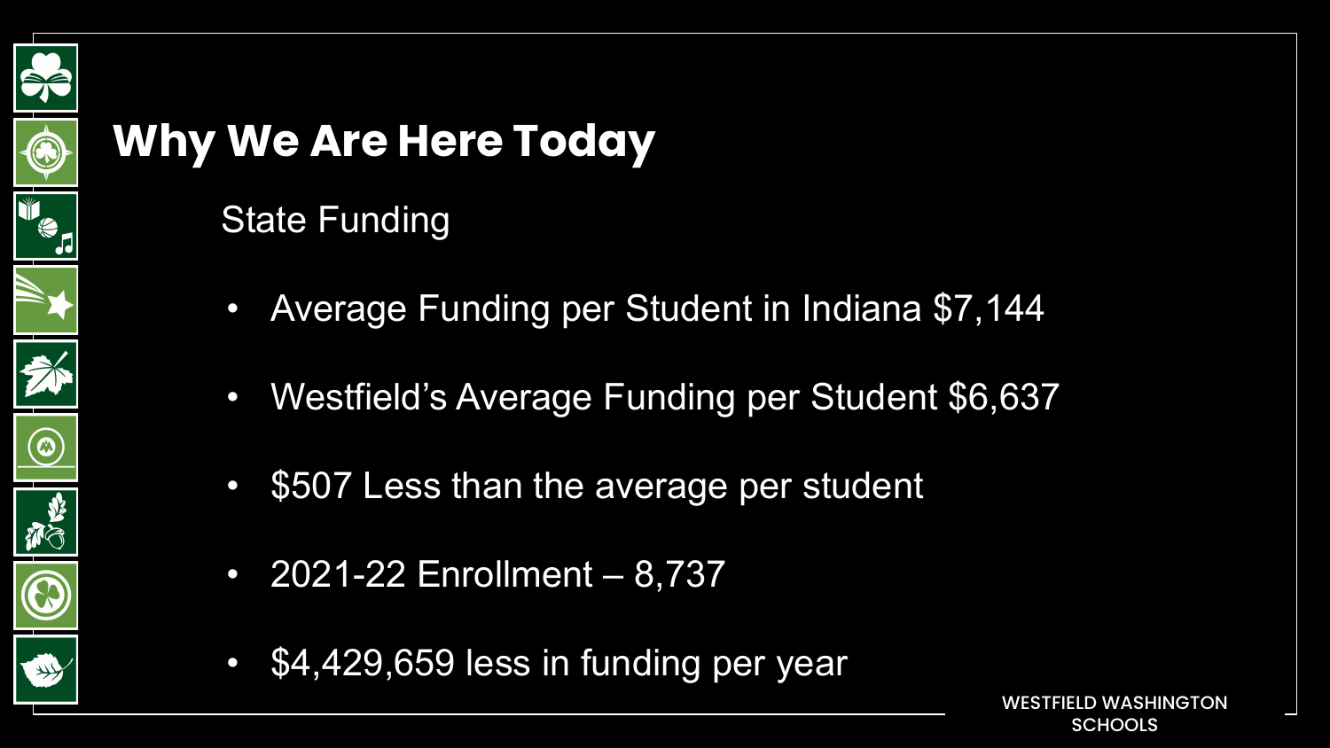# Why We Are Here Today

State Funding

- Average Funding per Student in Indiana $7,144
- Westfield's Average Funding per Student $6,637
- $507 Less than the average per student
- 2021-22 Enrollment – 8,737
- $4,429,659 less in funding per year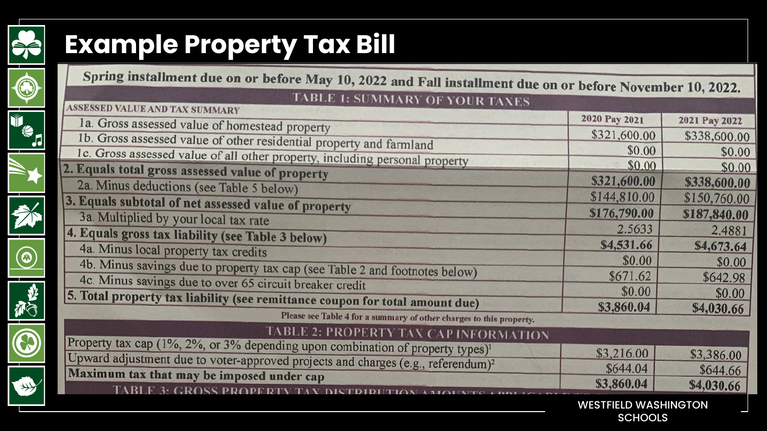# Example Property Tax Bill

Spring installment due on or before May 10, 2022 and Fall installment due on or before November 10, 2022.

**TABLE 1: SUMMARY OF YOUR TAXES**

| ASSESSED VALUE AND TAX SUMMARY | 2020 Pay 2021 | 2021 Pay 2022 |
|---|---|---|
| 1a. Gross assessed value of homestead property | $321,600.00 | $338,600.00 |
| 1b. Gross assessed value of other residential property and farmland | $0.00 | $0.00 |
| 1c. Gross assessed value of all other property, including personal property | $0.00 | $0.00 |
| **2. Equals total gross assessed value of property** | **$321,600.00** | **$338,600.00** |
| 2a. Minus deductions (see Table 5 below) | $144,810.00 | $150,760.00 |
| **3. Equals subtotal of net assessed value of property** | **$176,790.00** | **$187,840.00** |
| 3a. Multiplied by your local tax rate | 2.5633 | 2.4881 |
| **4. Equals gross tax liability (see Table 3 below)** | **$4,531.66** | **$4,673.64** |
| 4a. Minus local property tax credits | $0.00 | $0.00 |
| 4b. Minus savings due to property tax cap (see Table 2 and footnotes below) | $671.62 | $642.98 |
| 4c. Minus savings due to over 65 circuit breaker credit | $0.00 | $0.00 |
| **5. Total property tax liability (see remittance coupon for total amount due)** | **$3,860.04** | **$4,030.66** |

Please see Table 4 for a summary of other charges to this property.

**TABLE 2: PROPERTY TAX CAP INFORMATION**

| | | |
|---|---|---|
| Property tax cap (1%, 2%, or 3% depending upon combination of property types)[1] | $3,216.00 | $3,386.00 |
| Upward adjustment due to voter-approved projects and charges (e.g., referendum)[2] | $644.04 | $644.66 |
| **Maximum tax that may be imposed under cap** | **$3,860.04** | **$4,030.66** |

WESTFIELD WASHINGTON SCHOOLS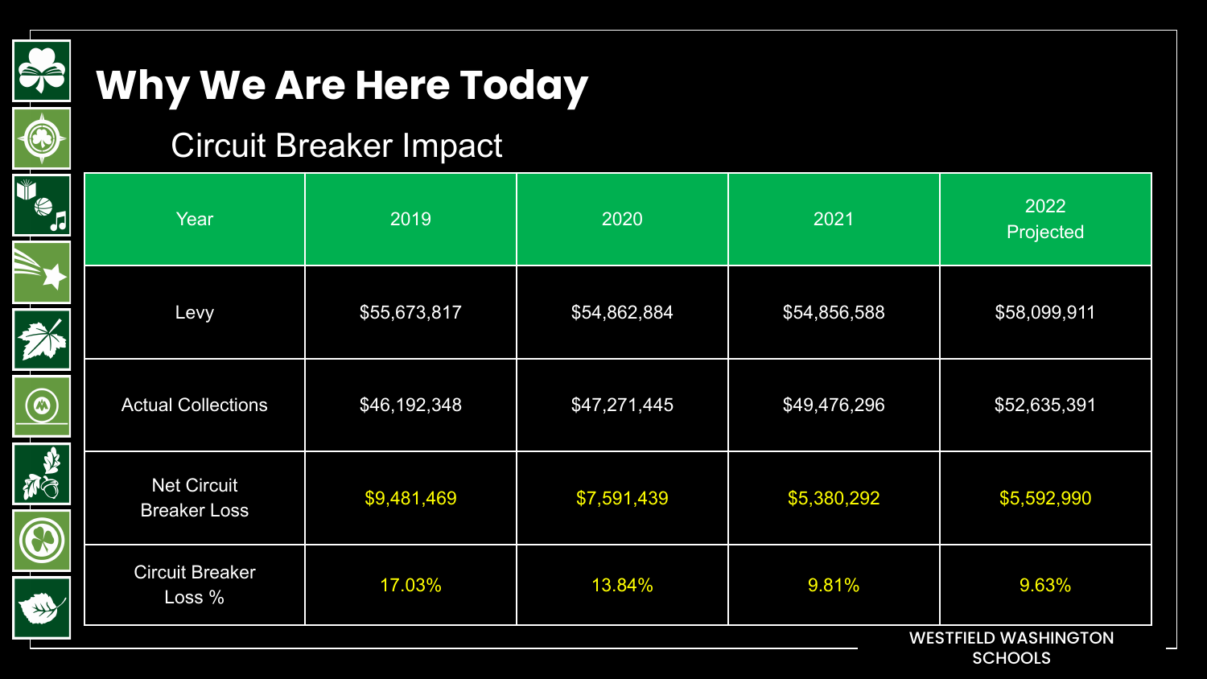# Why We Are Here Today

## Circuit Breaker Impact

| Year | 2019 | 2020 | 2021 | 2022 Projected |
|---|---|---|---|---|
| Levy | $55,673,817 | $54,862,884 | $54,856,588 | $58,099,911 |
| Actual Collections | $46,192,348 | $47,271,445 | $49,476,296 | $52,635,391 |
| Net Circuit Breaker Loss | $9,481,469 | $7,591,439 | $5,380,292 | $5,592,990 |
| Circuit Breaker Loss % | 17.03% | 13.84% | 9.81% | 9.63% |

WESTFIELD WASHINGTON SCHOOLS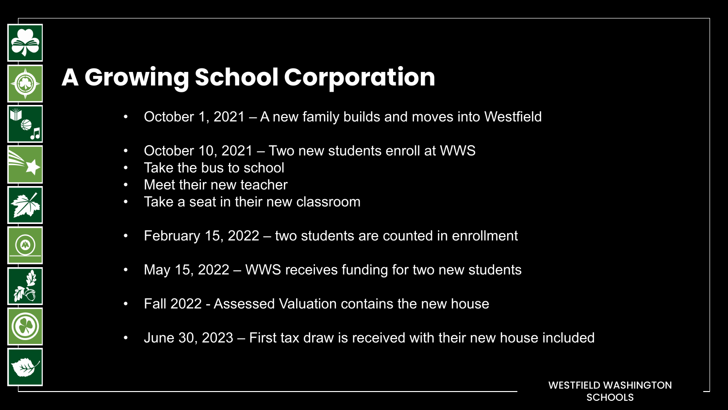# A Growing School Corporation

- October 1, 2021 – A new family builds and moves into Westfield

- October 10, 2021 – Two new students enroll at WWS
- Take the bus to school
- Meet their new teacher
- Take a seat in their new classroom

- February 15, 2022 – two students are counted in enrollment

- May 15, 2022 – WWS receives funding for two new students

- Fall 2022 - Assessed Valuation contains the new house

- June 30, 2023 – First tax draw is received with their new house included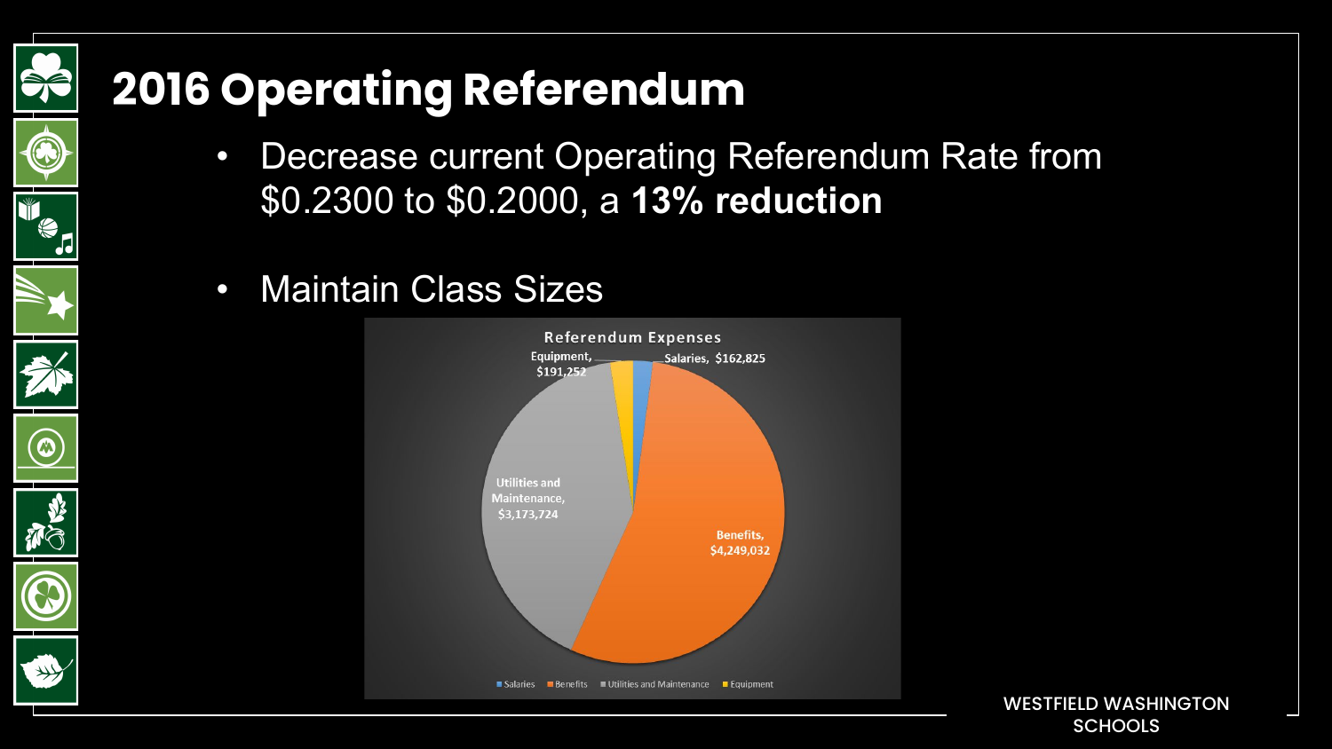# 2016 Operating Referendum

- Decrease current Operating Referendum Rate from $0.2300 to $0.2000, a **13% reduction**
- Maintain Class Sizes

**Referendum Expenses**

| Category | Amount |
| --- | --- |
| Salaries | $162,825 |
| Benefits | $4,249,032 |
| Utilities and Maintenance | $3,173,724 |
| Equipment | $191,252 |

WESTFIELD WASHINGTON SCHOOLS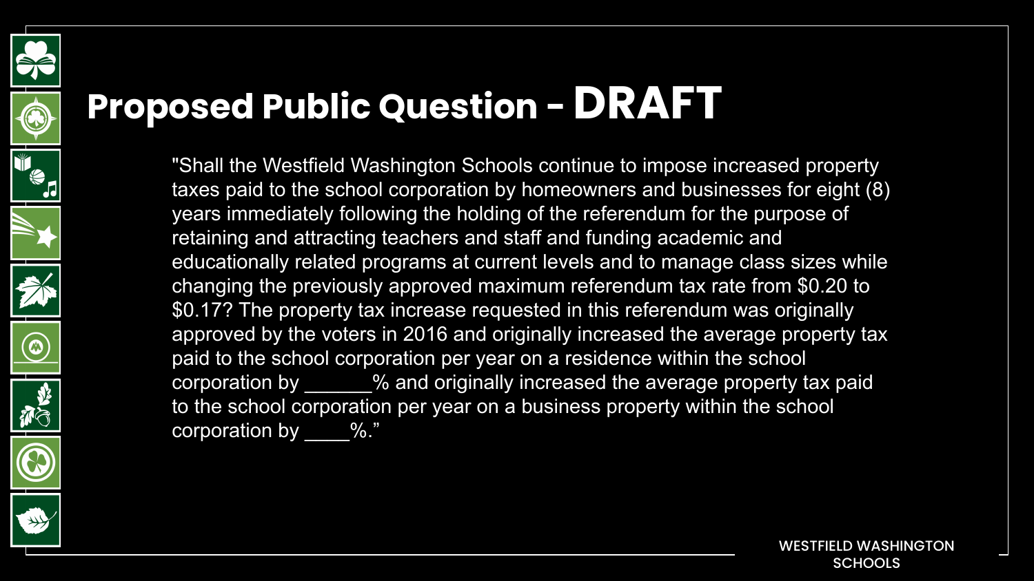# Proposed Public Question - DRAFT

"Shall the Westfield Washington Schools continue to impose increased property taxes paid to the school corporation by homeowners and businesses for eight (8) years immediately following the holding of the referendum for the purpose of retaining and attracting teachers and staff and funding academic and educationally related programs at current levels and to manage class sizes while changing the previously approved maximum referendum tax rate from $0.20 to $0.17? The property tax increase requested in this referendum was originally approved by the voters in 2016 and originally increased the average property tax paid to the school corporation per year on a residence within the school corporation by ______% and originally increased the average property tax paid to the school corporation per year on a business property within the school corporation by ____%."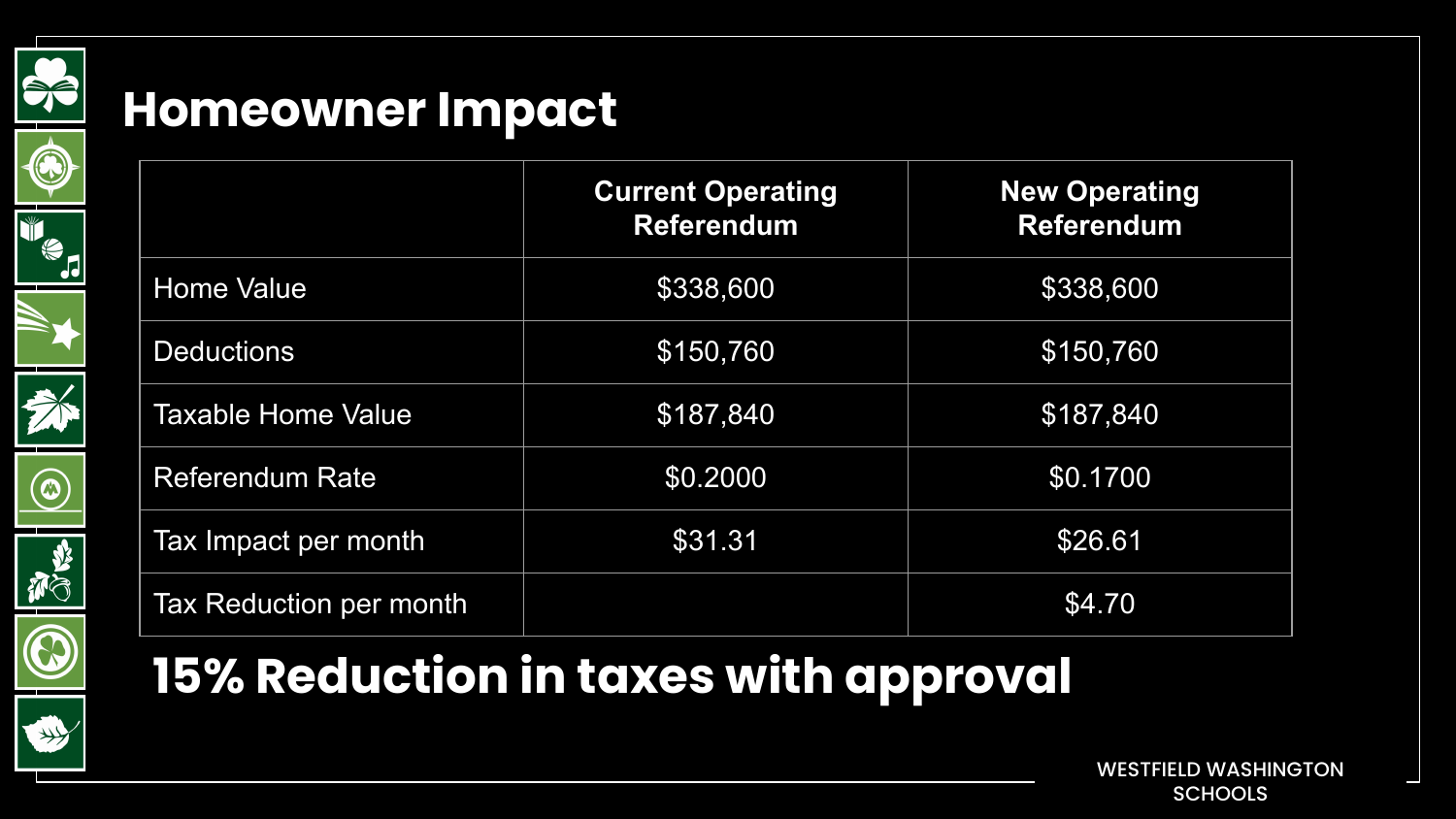# Homeowner Impact

| | Current Operating Referendum | New Operating Referendum |
|---|---|---|
| Home Value | $338,600 | $338,600 |
| Deductions | $150,760 | $150,760 |
| Taxable Home Value | $187,840 | $187,840 |
| Referendum Rate | $0.2000 | $0.1700 |
| Tax Impact per month | $31.31 | $26.61 |
| Tax Reduction per month | | $4.70 |

## 15% Reduction in taxes with approval

WESTFIELD WASHINGTON SCHOOLS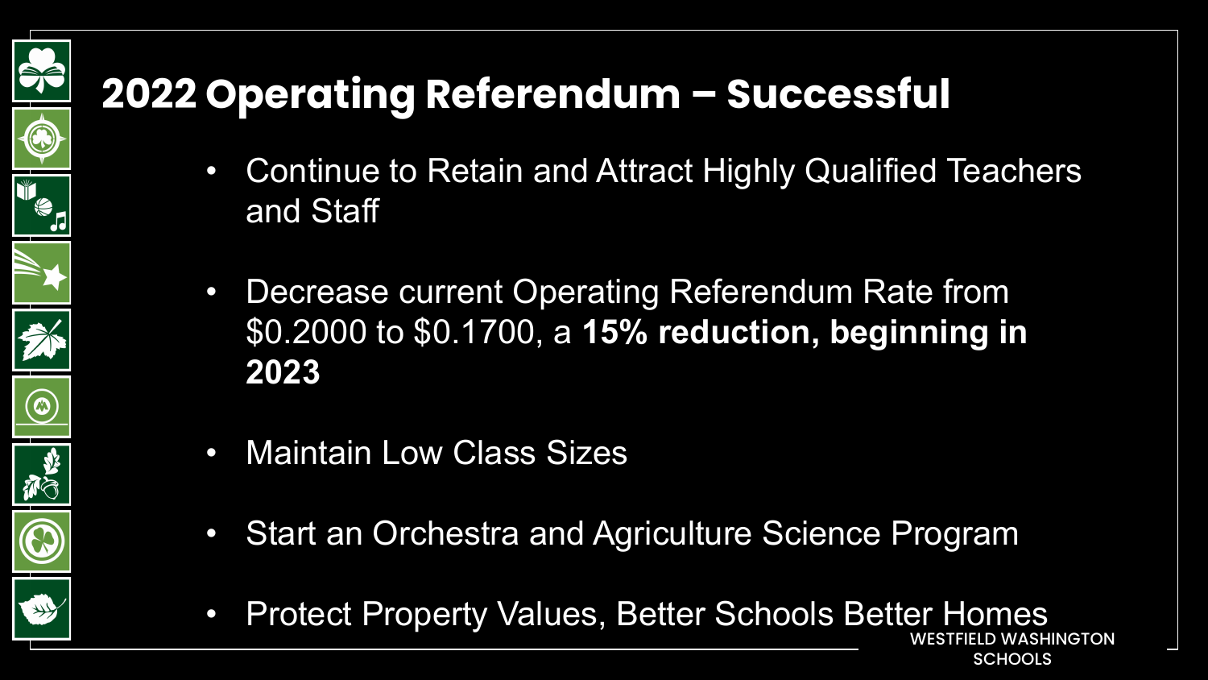# 2022 Operating Referendum – Successful

- Continue to Retain and Attract Highly Qualified Teachers and Staff
- Decrease current Operating Referendum Rate from $0.2000 to $0.1700, a **15% reduction, beginning in 2023**
- Maintain Low Class Sizes
- Start an Orchestra and Agriculture Science Program
- Protect Property Values, Better Schools Better Homes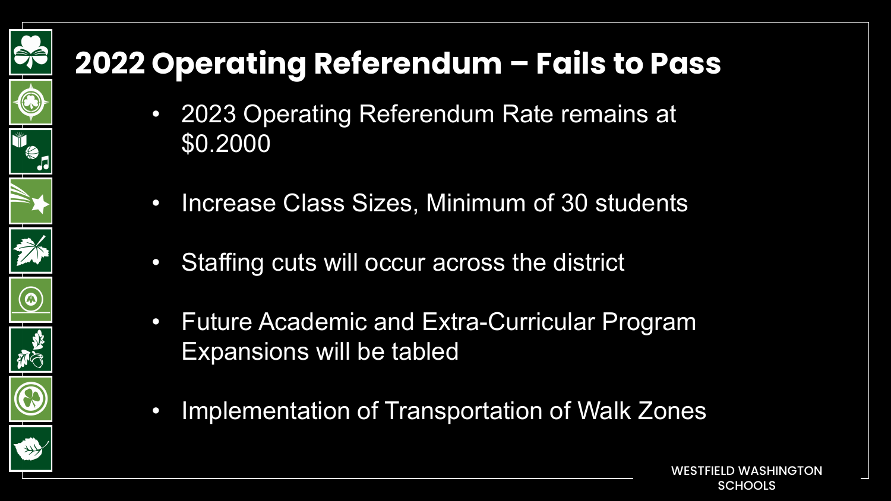# 2022 Operating Referendum – Fails to Pass

- 2023 Operating Referendum Rate remains at $0.2000
- Increase Class Sizes, Minimum of 30 students
- Staffing cuts will occur across the district
- Future Academic and Extra-Curricular Program Expansions will be tabled
- Implementation of Transportation of Walk Zones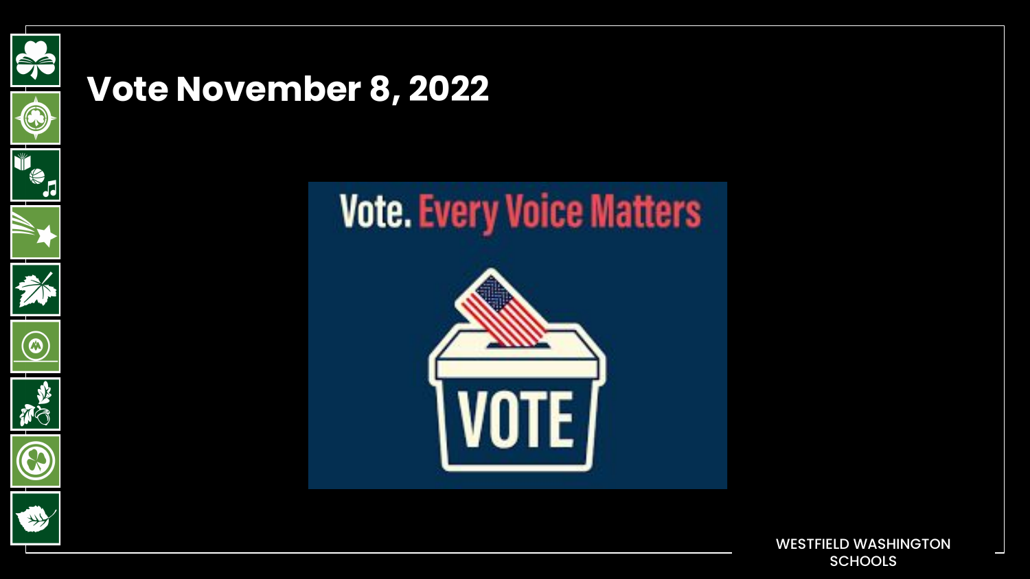# Vote November 8, 2022

Vote. Every Voice Matters

VOTE